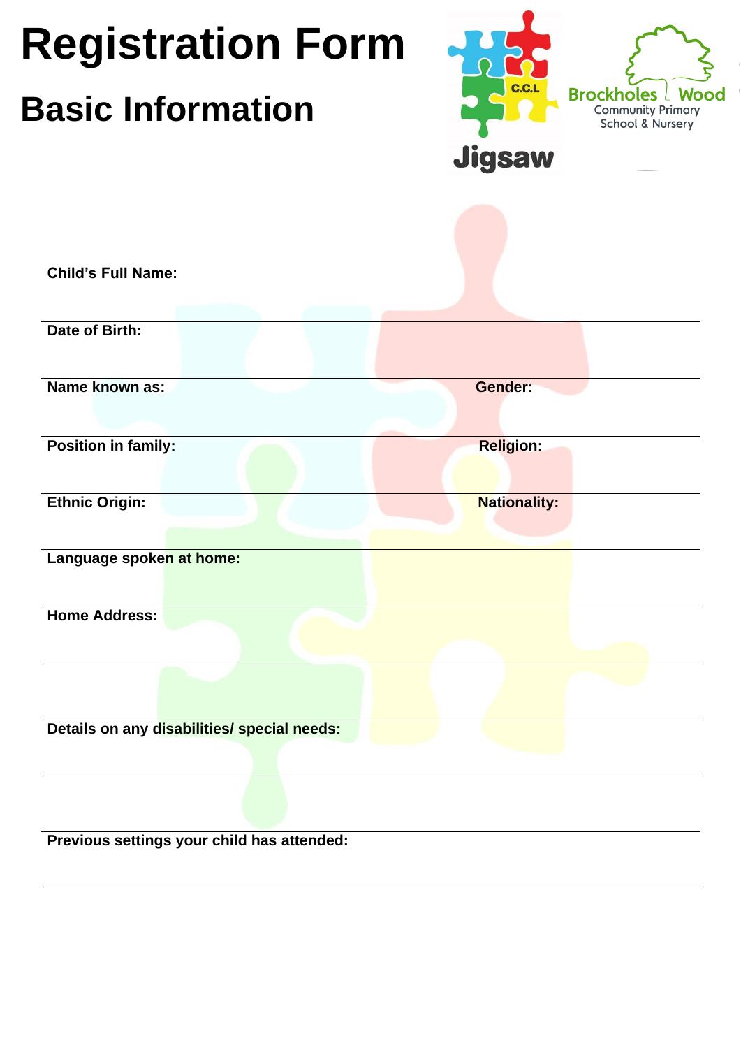# Registration Form

## Basic Information

C.C.L

Jigsaw

Brockholes Wood
Community Primary
School & Nursery

**Child's Full Name:**

**Date of Birth:**

**Name known as:** **Gender:**

**Position in family:** **Religion:**

**Ethnic Origin:** **Nationality:**

**Language spoken at home:**

**Home Address:**

**Details on any disabilities/ special needs:**

**Previous settings your child has attended:**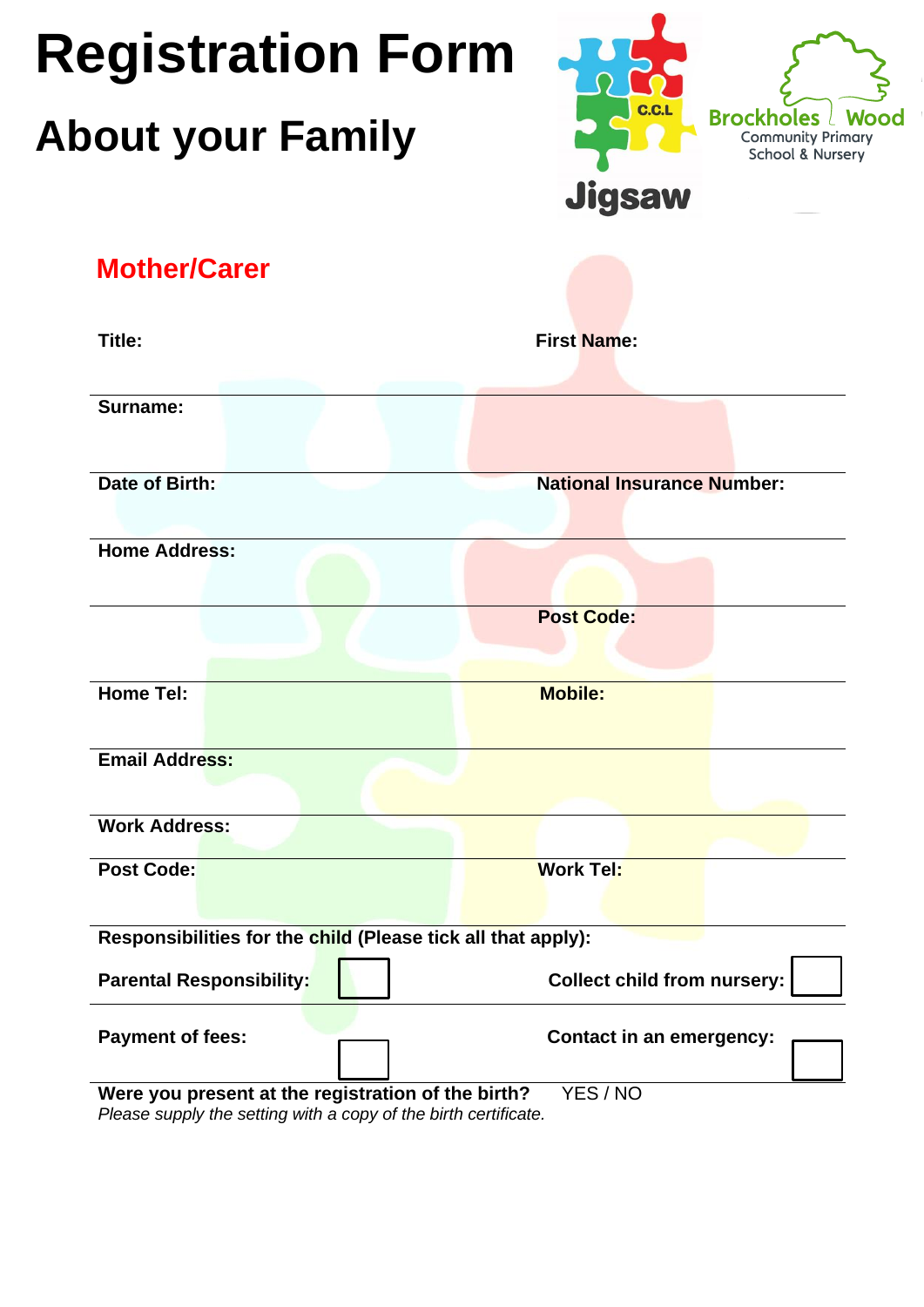# Registration Form

## About your Family

Jigsaw C.C.L

Brockholes Wood Community Primary School & Nursery

### Mother/Carer

| | |
|---|---|
| **Title:** | **First Name:** |
| **Surname:** | |
| **Date of Birth:** | **National Insurance Number:** |
| **Home Address:** | |
| | **Post Code:** |
| **Home Tel:** | **Mobile:** |
| **Email Address:** | |
| **Work Address:** | |
| **Post Code:** | **Work Tel:** |

**Responsibilities for the child (Please tick all that apply):**

| | |
|---|---|
| **Parental Responsibility:** ☐ | **Collect child from nursery:** ☐ |
| **Payment of fees:** ☐ | **Contact in an emergency:** ☐ |

**Were you present at the registration of the birth?** YES / NO

*Please supply the setting with a copy of the birth certificate.*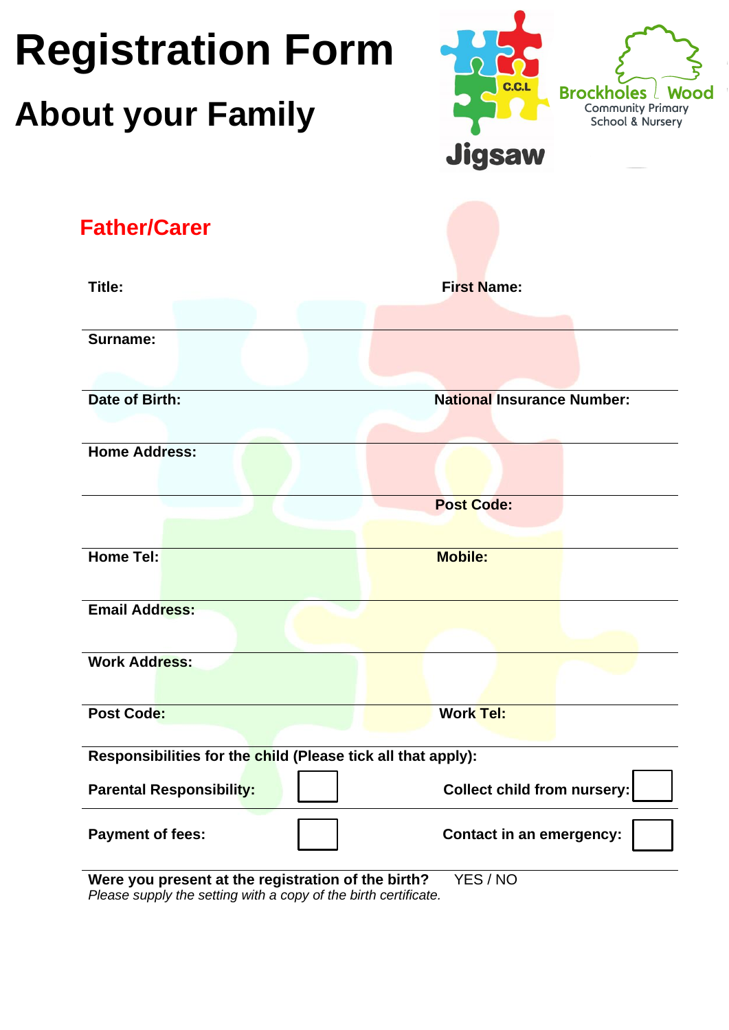# Registration Form

## About your Family

Jigsaw C.C.L

Brockholes Wood Community Primary School & Nursery

### Father/Carer

**Title:** 

**First Name:**

**Surname:**

**Date of Birth:**

**National Insurance Number:**

**Home Address:**

**Post Code:**

**Home Tel:**

**Mobile:**

**Email Address:**

**Work Address:**

**Post Code:**

**Work Tel:**

**Responsibilities for the child (Please tick all that apply):**

**Parental Responsibility:** ☐

**Collect child from nursery:** ☐

**Payment of fees:** ☐

**Contact in an emergency:** ☐

**Were you present at the registration of the birth?** YES / NO

*Please supply the setting with a copy of the birth certificate.*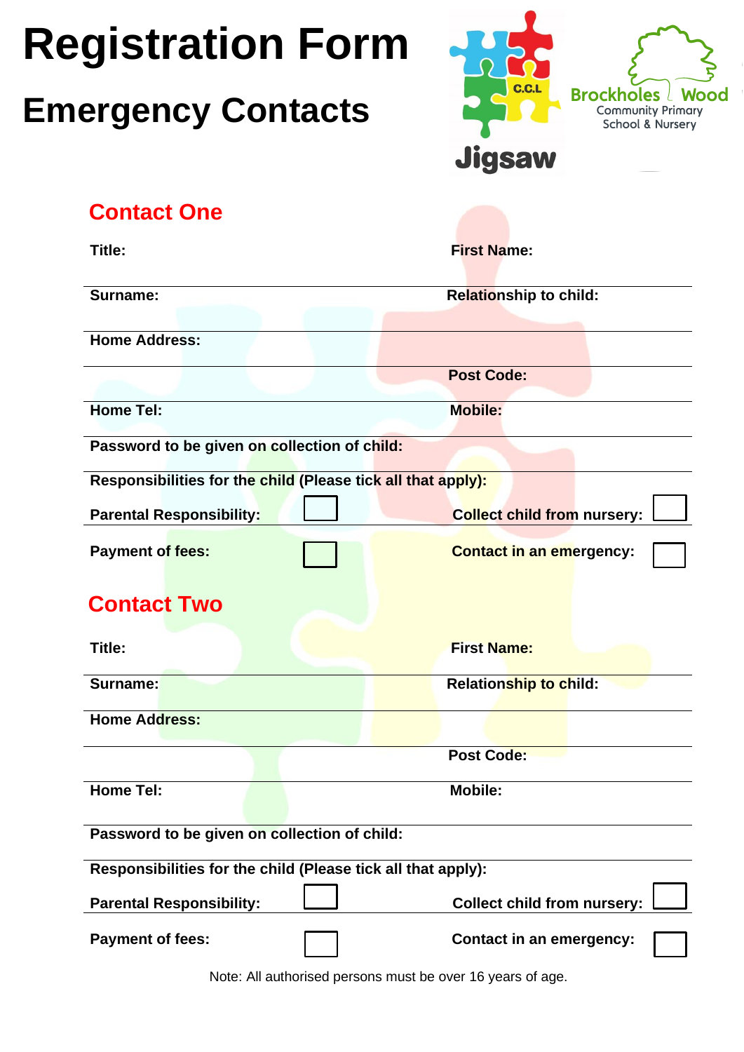# Registration Form

## Emergency Contacts

Brockholes Wood Community Primary School & Nursery

Jigsaw C.C.L

### Contact One

Title: First Name:

Surname: Relationship to child:

Home Address:

Post Code:

Home Tel: Mobile:

Password to be given on collection of child:

Responsibilities for the child (Please tick all that apply):

Parental Responsibility: ☐ Collect child from nursery: ☐

Payment of fees: ☐ Contact in an emergency: ☐

### Contact Two

Title: First Name:

Surname: Relationship to child:

Home Address:

Post Code:

Home Tel: Mobile:

Password to be given on collection of child:

Responsibilities for the child (Please tick all that apply):

Parental Responsibility: ☐ Collect child from nursery: ☐

Payment of fees: ☐ Contact in an emergency: ☐

Note: All authorised persons must be over 16 years of age.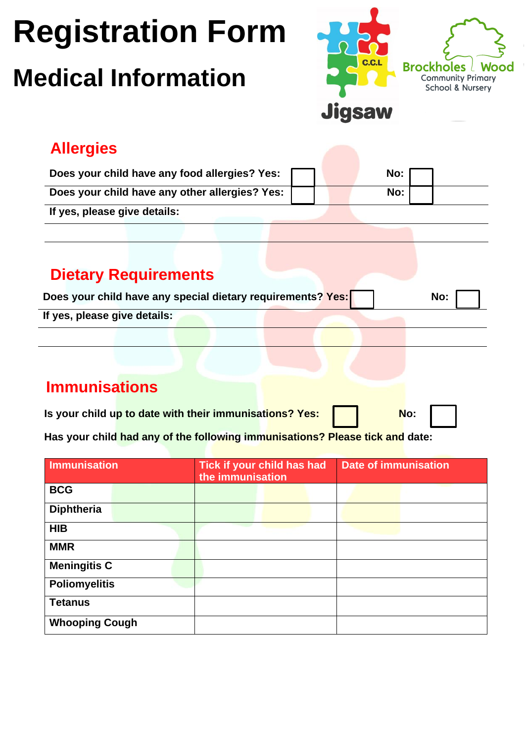# Registration Form

## Medical Information

Jigsaw C.C.L

Brockholes Wood Community Primary School & Nursery

## Allergies

Does your child have any food allergies? Yes: ☐ No: ☐

Does your child have any other allergies? Yes: ☐ No: ☐

If yes, please give details:

## Dietary Requirements

Does your child have any special dietary requirements? Yes: ☐ No: ☐

If yes, please give details:

## Immunisations

Is your child up to date with their immunisations? Yes: ☐ No: ☐

Has your child had any of the following immunisations? Please tick and date:

| Immunisation | Tick if your child has had the immunisation | Date of immunisation |
|---|---|---|
| BCG | | |
| Diphtheria | | |
| HIB | | |
| MMR | | |
| Meningitis C | | |
| Poliomyelitis | | |
| Tetanus | | |
| Whooping Cough | | |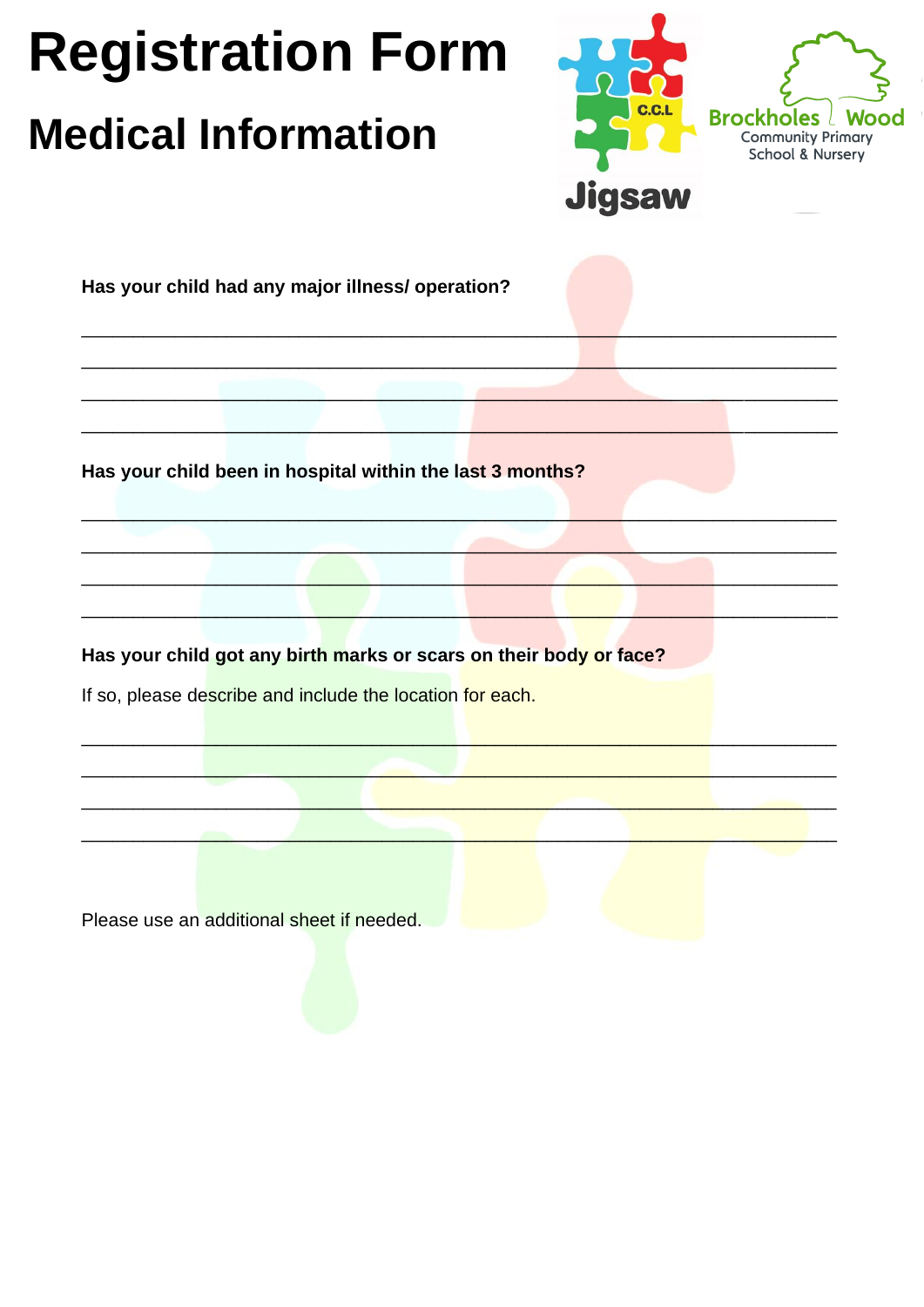# Registration Form

## Medical Information

C.C.L Jigsaw

Brockholes Wood Community Primary School & Nursery

**Has your child had any major illness/ operation?**

______________________________________________________________________

______________________________________________________________________

______________________________________________________________________

______________________________________________________________________

**Has your child been in hospital within the last 3 months?**

______________________________________________________________________

______________________________________________________________________

______________________________________________________________________

______________________________________________________________________

**Has your child got any birth marks or scars on their body or face?**

If so, please describe and include the location for each.

______________________________________________________________________

______________________________________________________________________

______________________________________________________________________

______________________________________________________________________

Please use an additional sheet if needed.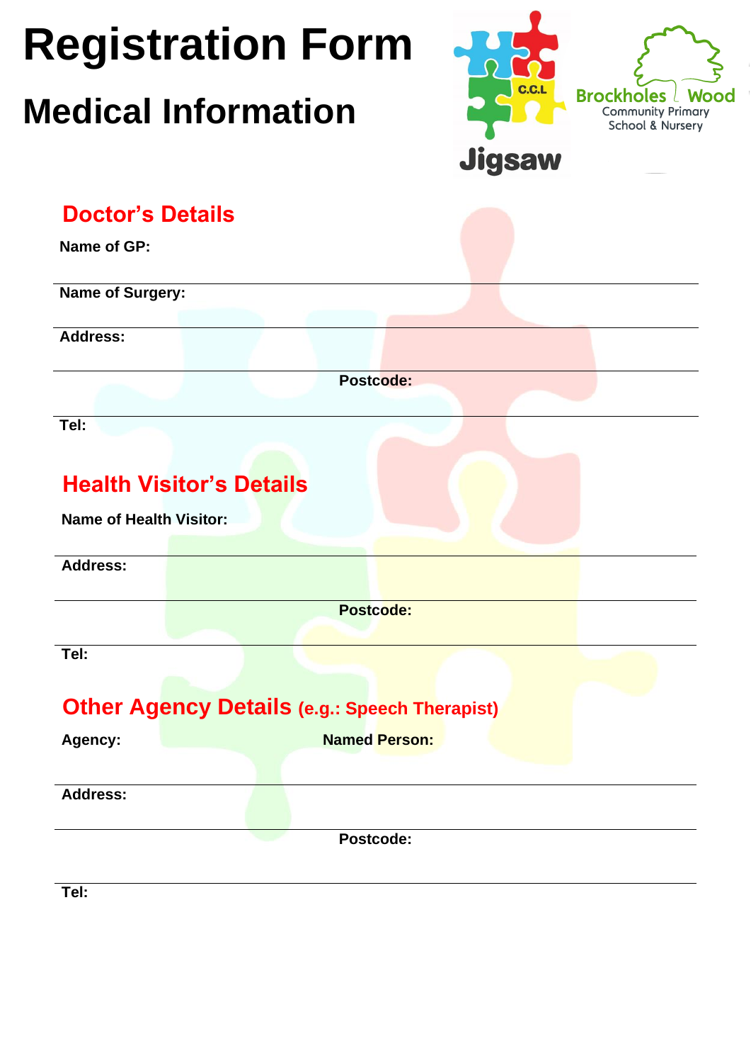# Registration Form

## Medical Information

Jigsaw C.C.L

Brockholes Wood Community Primary School & Nursery

### Doctor's Details

**Name of GP:**

**Name of Surgery:**

**Address:**

**Postcode:**

**Tel:**

### Health Visitor's Details

**Name of Health Visitor:**

**Address:**

**Postcode:**

**Tel:**

### Other Agency Details (e.g.: Speech Therapist)

**Agency:** **Named Person:**

**Address:**

**Postcode:**

**Tel:**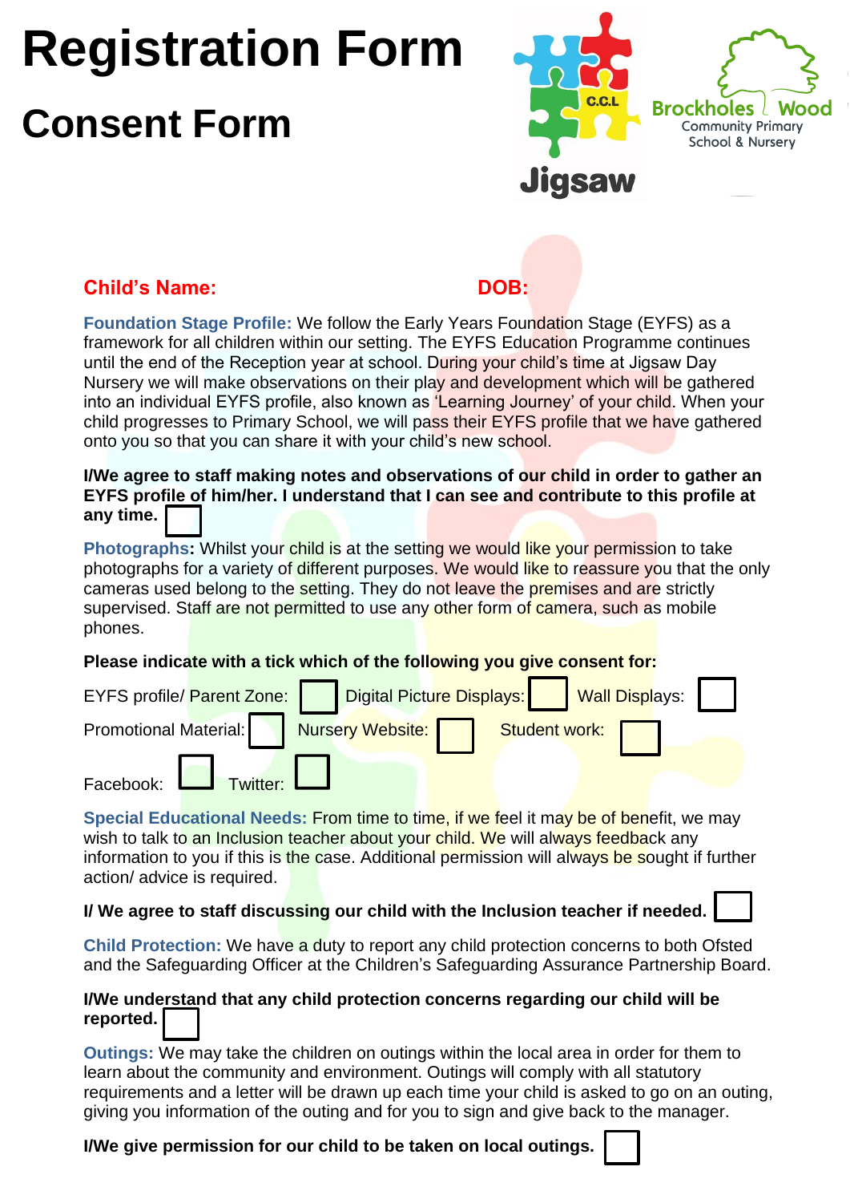# Registration Form

## Consent Form

Jigsaw

C.C.L

Brockholes Wood Community Primary School & Nursery

**Child's Name:** **DOB:**

**Foundation Stage Profile:** We follow the Early Years Foundation Stage (EYFS) as a framework for all children within our setting. The EYFS Education Programme continues until the end of the Reception year at school. During your child's time at Jigsaw Day Nursery we will make observations on their play and development which will be gathered into an individual EYFS profile, also known as 'Learning Journey' of your child. When your child progresses to Primary School, we will pass their EYFS profile that we have gathered onto you so that you can share it with your child's new school.

**I/We agree to staff making notes and observations of our child in order to gather an EYFS profile of him/her. I understand that I can see and contribute to this profile at any time.** ☐

**Photographs:** Whilst your child is at the setting we would like your permission to take photographs for a variety of different purposes. We would like to reassure you that the only cameras used belong to the setting. They do not leave the premises and are strictly supervised. Staff are not permitted to use any other form of camera, such as mobile phones.

**Please indicate with a tick which of the following you give consent for:**

EYFS profile/ Parent Zone: ☐ Digital Picture Displays: ☐ Wall Displays: ☐

Promotional Material: ☐ Nursery Website: ☐ Student work: ☐

Facebook: ☐ Twitter: ☐

**Special Educational Needs:** From time to time, if we feel it may be of benefit, we may wish to talk to an Inclusion teacher about your child. We will always feedback any information to you if this is the case. Additional permission will always be sought if further action/ advice is required.

**I/ We agree to staff discussing our child with the Inclusion teacher if needed.** ☐

**Child Protection:** We have a duty to report any child protection concerns to both Ofsted and the Safeguarding Officer at the Children's Safeguarding Assurance Partnership Board.

**I/We understand that any child protection concerns regarding our child will be reported.** ☐

**Outings:** We may take the children on outings within the local area in order for them to learn about the community and environment. Outings will comply with all statutory requirements and a letter will be drawn up each time your child is asked to go on an outing, giving you information of the outing and for you to sign and give back to the manager.

**I/We give permission for our child to be taken on local outings.** ☐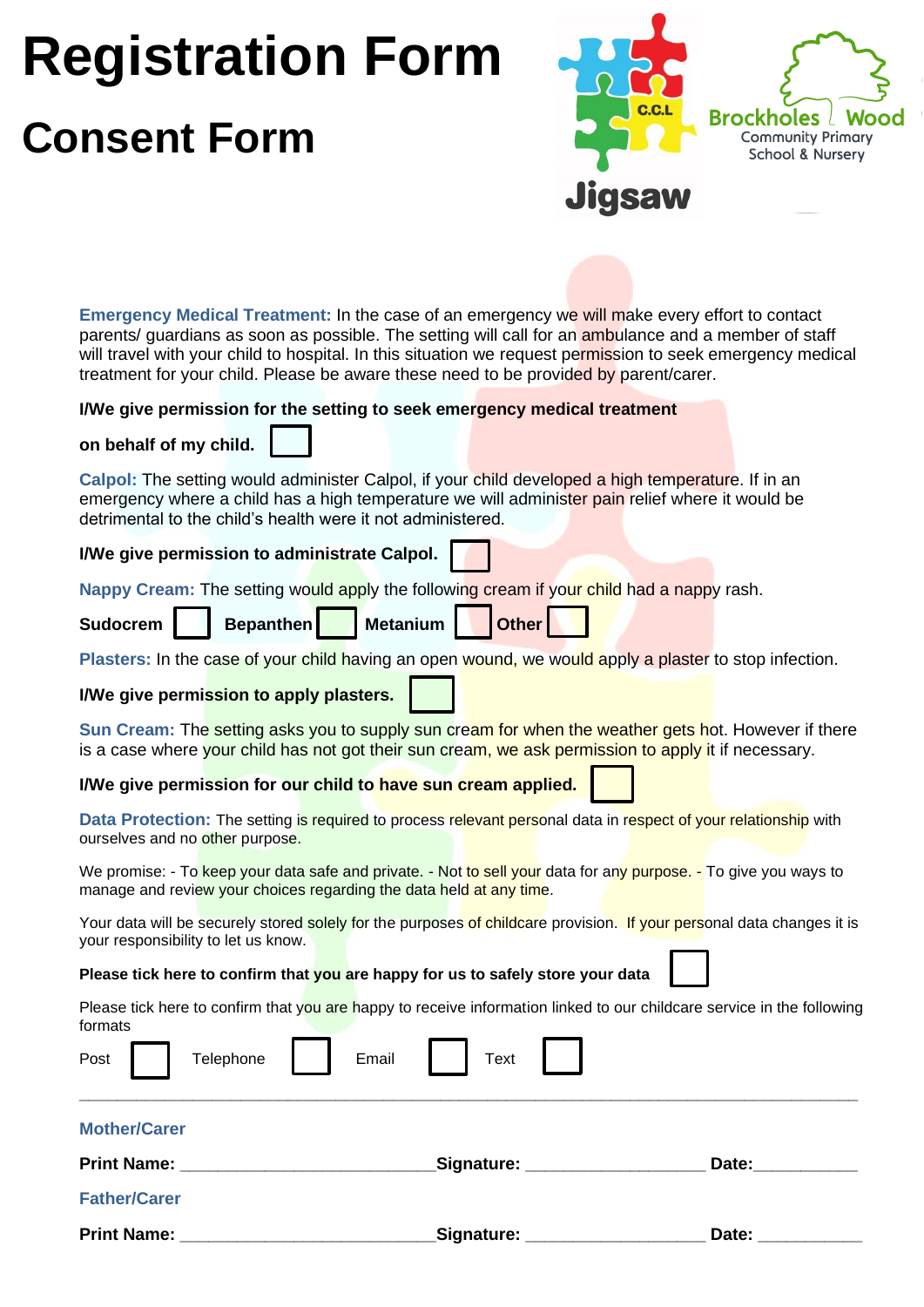# Registration Form

## Consent Form

C.C.L

Jigsaw

Brockholes Wood
Community Primary
School & Nursery

**Emergency Medical Treatment:** In the case of an emergency we will make every effort to contact parents/ guardians as soon as possible. The setting will call for an ambulance and a member of staff will travel with your child to hospital. In this situation we request permission to seek emergency medical treatment for your child. Please be aware these need to be provided by parent/carer.

**I/We give permission for the setting to seek emergency medical treatment on behalf of my child.** ☐

**Calpol:** The setting would administer Calpol, if your child developed a high temperature. If in an emergency where a child has a high temperature we will administer pain relief where it would be detrimental to the child's health were it not administered.

**I/We give permission to administrate Calpol.** ☐

**Nappy Cream:** The setting would apply the following cream if your child had a nappy rash.

**Sudocrem** ☐ **Bepanthen** ☐ **Metanium** ☐ **Other** ☐

**Plasters:** In the case of your child having an open wound, we would apply a plaster to stop infection.

**I/We give permission to apply plasters.** ☐

**Sun Cream:** The setting asks you to supply sun cream for when the weather gets hot. However if there is a case where your child has not got their sun cream, we ask permission to apply it if necessary.

**I/We give permission for our child to have sun cream applied.** ☐

**Data Protection:** The setting is required to process relevant personal data in respect of your relationship with ourselves and no other purpose.

We promise: - To keep your data safe and private. - Not to sell your data for any purpose. - To give you ways to manage and review your choices regarding the data held at any time.

Your data will be securely stored solely for the purposes of childcare provision. If your personal data changes it is your responsibility to let us know.

**Please tick here to confirm that you are happy for us to safely store your data** ☐

Please tick here to confirm that you are happy to receive information linked to our childcare service in the following formats

Post ☐ Telephone ☐ Email ☐ Text ☐

---

**Mother/Carer**

**Print Name:** ____________________________ **Signature:** ____________________ **Date:** ___________

**Father/Carer**

**Print Name:** ____________________________ **Signature:** ____________________ **Date:** ___________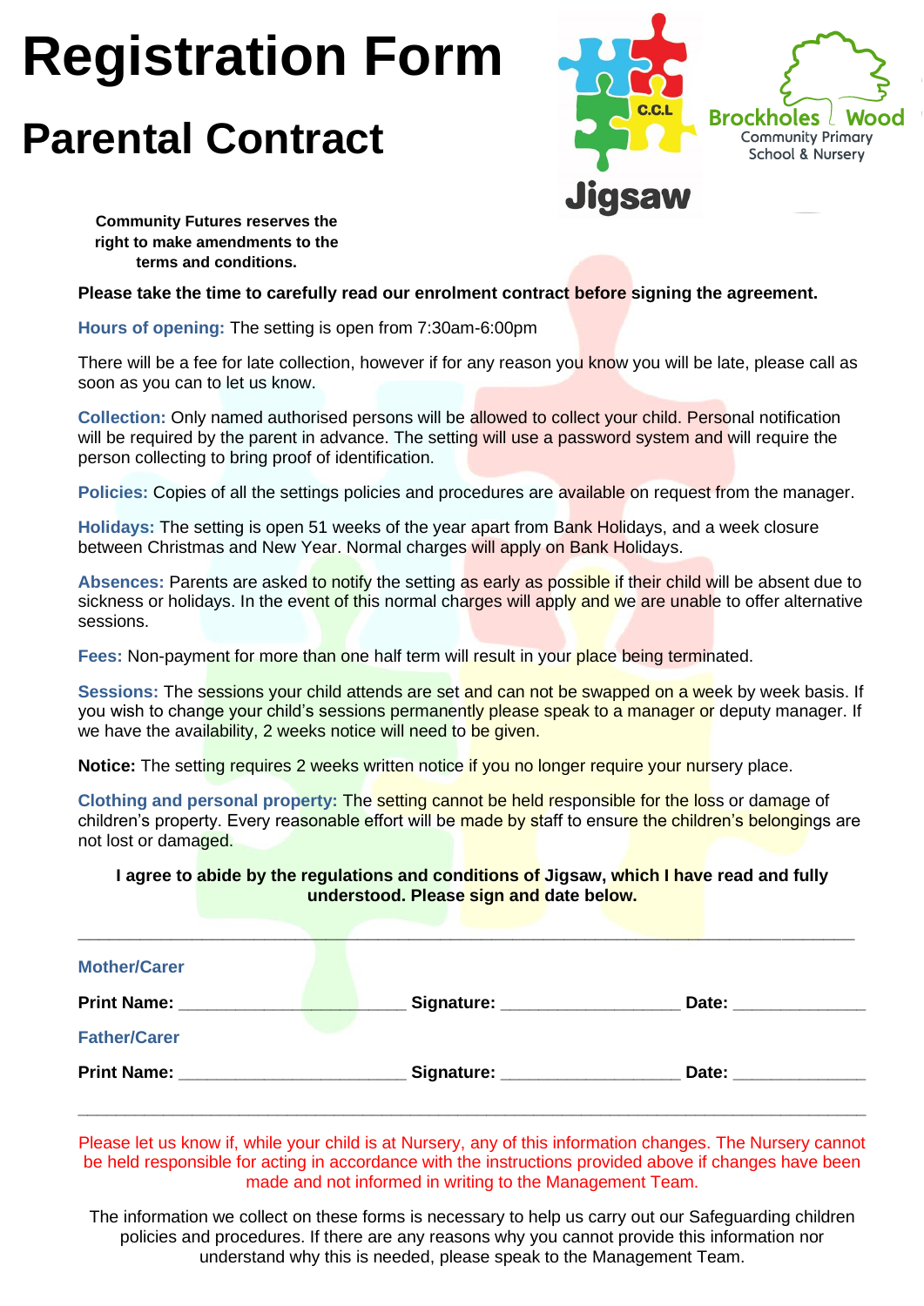# Registration Form

## Parental Contract

C.C.L

Jigsaw

Brockholes Wood
Community Primary
School & Nursery

**Community Futures reserves the right to make amendments to the terms and conditions.**

**Please take the time to carefully read our enrolment contract before signing the agreement.**

**Hours of opening:** The setting is open from 7:30am-6:00pm

There will be a fee for late collection, however if for any reason you know you will be late, please call as soon as you can to let us know.

**Collection:** Only named authorised persons will be allowed to collect your child. Personal notification will be required by the parent in advance. The setting will use a password system and will require the person collecting to bring proof of identification.

**Policies:** Copies of all the settings policies and procedures are available on request from the manager.

**Holidays:** The setting is open 51 weeks of the year apart from Bank Holidays, and a week closure between Christmas and New Year. Normal charges will apply on Bank Holidays.

**Absences:** Parents are asked to notify the setting as early as possible if their child will be absent due to sickness or holidays. In the event of this normal charges will apply and we are unable to offer alternative sessions.

**Fees:** Non-payment for more than one half term will result in your place being terminated.

**Sessions:** The sessions your child attends are set and can not be swapped on a week by week basis. If you wish to change your child's sessions permanently please speak to a manager or deputy manager. If we have the availability, 2 weeks notice will need to be given.

**Notice:** The setting requires 2 weeks written notice if you no longer require your nursery place.

**Clothing and personal property:** The setting cannot be held responsible for the loss or damage of children's property. Every reasonable effort will be made by staff to ensure the children's belongings are not lost or damaged.

**I agree to abide by the regulations and conditions of Jigsaw, which I have read and fully understood. Please sign and date below.**

---

**Mother/Carer**

**Print Name:** ________________________ **Signature:** ___________________ **Date:** ______________

**Father/Carer**

**Print Name:** ________________________ **Signature:** ___________________ **Date:** ______________

---

Please let us know if, while your child is at Nursery, any of this information changes. The Nursery cannot be held responsible for acting in accordance with the instructions provided above if changes have been made and not informed in writing to the Management Team.

The information we collect on these forms is necessary to help us carry out our Safeguarding children policies and procedures. If there are any reasons why you cannot provide this information nor understand why this is needed, please speak to the Management Team.